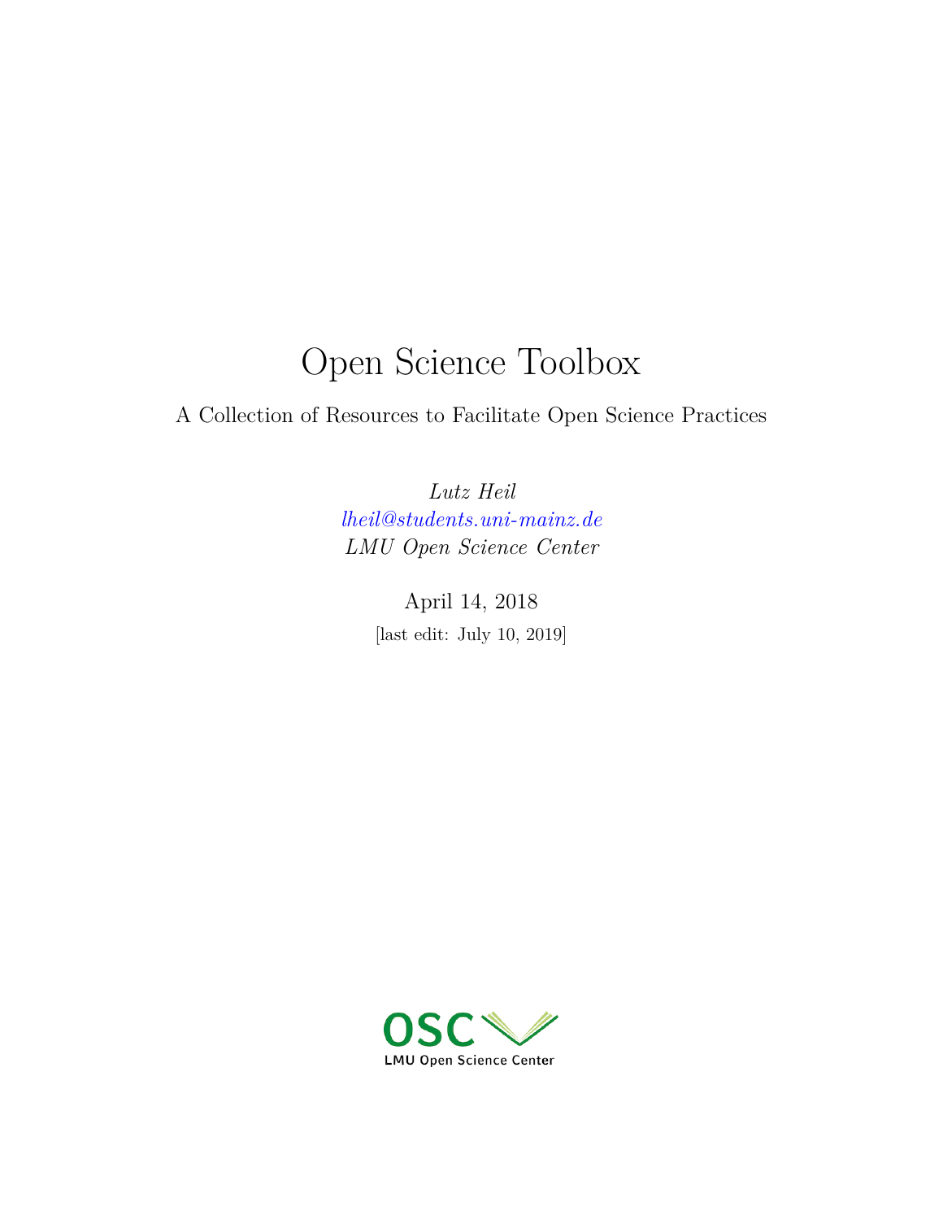# Open Science Toolbox

A Collection of Resources to Facilitate Open Science Practices

*Lutz Heil*
*lheil@students.uni-mainz.de*
*LMU Open Science Center*

April 14, 2018
[last edit: July 10, 2019]

OSC
LMU Open Science Center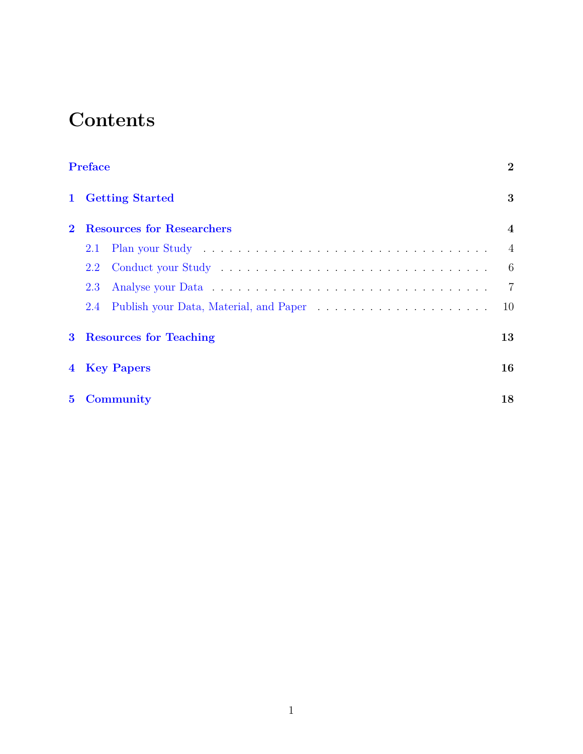# Contents

Preface 2

1 Getting Started 3

2 Resources for Researchers 4
- 2.1 Plan your Study . . . . . . . . . . . . . . . . . . . . . . . . . . . . . . . . 4
- 2.2 Conduct your Study . . . . . . . . . . . . . . . . . . . . . . . . . . . . . . 6
- 2.3 Analyse your Data . . . . . . . . . . . . . . . . . . . . . . . . . . . . . . . 7
- 2.4 Publish your Data, Material, and Paper . . . . . . . . . . . . . . . . . . . 10

3 Resources for Teaching 13

4 Key Papers 16

5 Community 18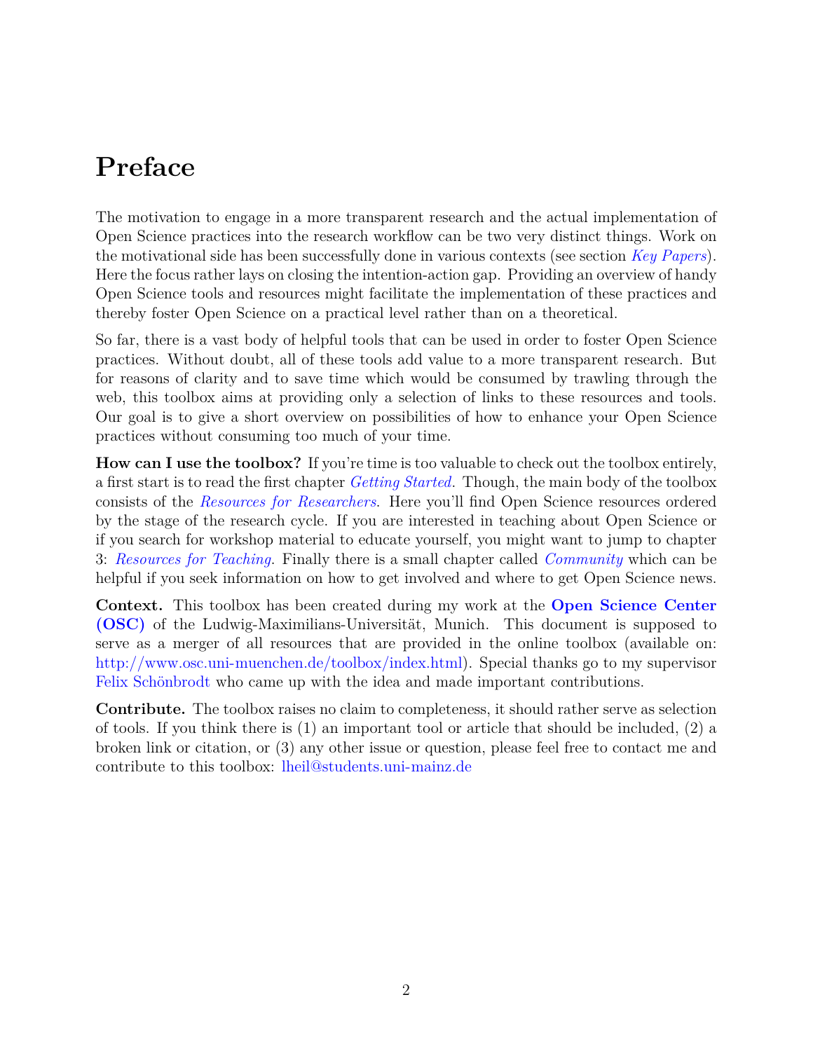# Preface

The motivation to engage in a more transparent research and the actual implementation of Open Science practices into the research workflow can be two very distinct things. Work on the motivational side has been successfully done in various contexts (see section *Key Papers*). Here the focus rather lays on closing the intention-action gap. Providing an overview of handy Open Science tools and resources might facilitate the implementation of these practices and thereby foster Open Science on a practical level rather than on a theoretical.

So far, there is a vast body of helpful tools that can be used in order to foster Open Science practices. Without doubt, all of these tools add value to a more transparent research. But for reasons of clarity and to save time which would be consumed by trawling through the web, this toolbox aims at providing only a selection of links to these resources and tools. Our goal is to give a short overview on possibilities of how to enhance your Open Science practices without consuming too much of your time.

**How can I use the toolbox?** If you're time is too valuable to check out the toolbox entirely, a first start is to read the first chapter *Getting Started*. Though, the main body of the toolbox consists of the *Resources for Researchers*. Here you'll find Open Science resources ordered by the stage of the research cycle. If you are interested in teaching about Open Science or if you search for workshop material to educate yourself, you might want to jump to chapter 3: *Resources for Teaching*. Finally there is a small chapter called *Community* which can be helpful if you seek information on how to get involved and where to get Open Science news.

**Context.** This toolbox has been created during my work at the **Open Science Center (OSC)** of the Ludwig-Maximilians-Universität, Munich. This document is supposed to serve as a merger of all resources that are provided in the online toolbox (available on: http://www.osc.uni-muenchen.de/toolbox/index.html). Special thanks go to my supervisor Felix Schönbrodt who came up with the idea and made important contributions.

**Contribute.** The toolbox raises no claim to completeness, it should rather serve as selection of tools. If you think there is (1) an important tool or article that should be included, (2) a broken link or citation, or (3) any other issue or question, please feel free to contact me and contribute to this toolbox: lheil@students.uni-mainz.de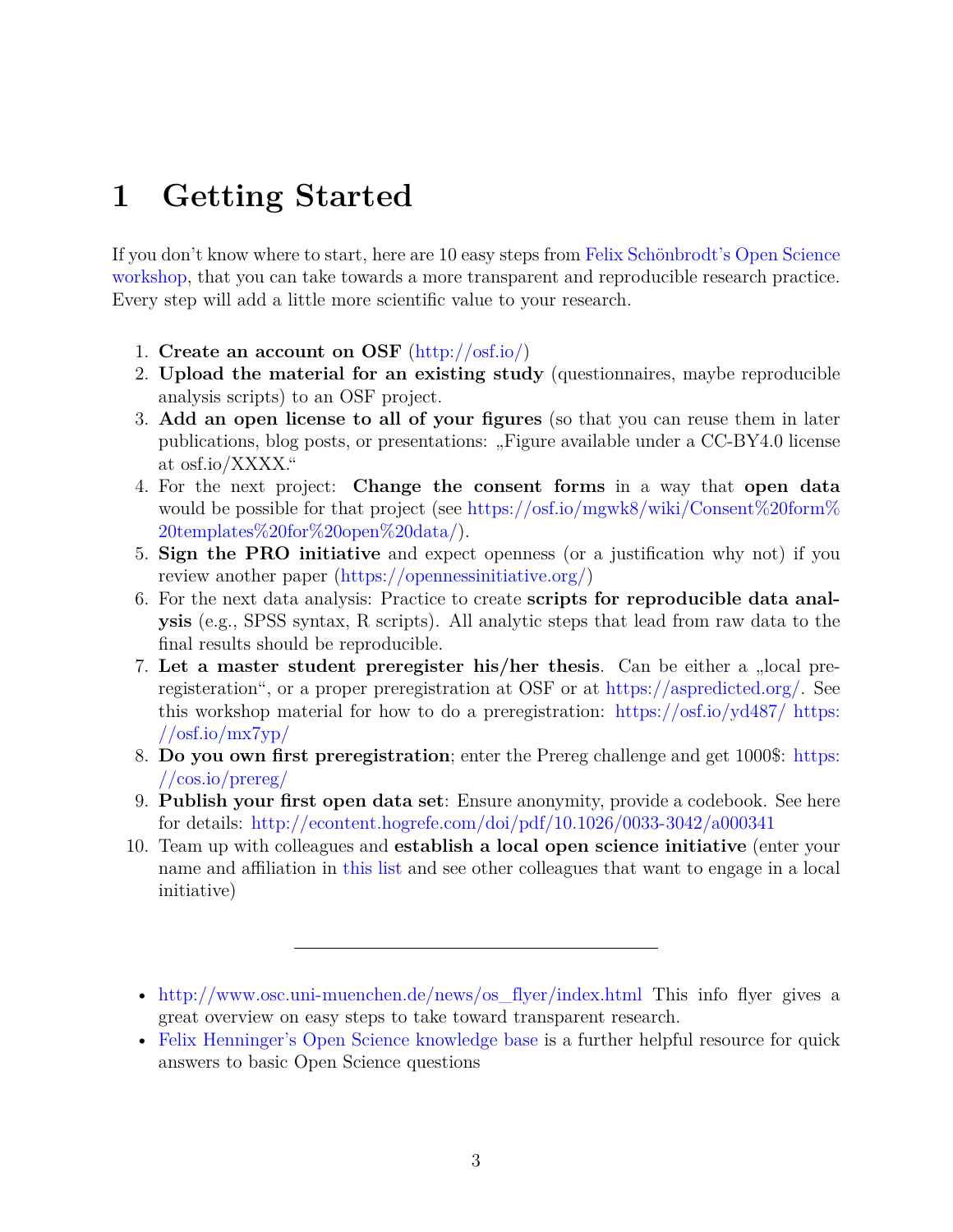# 1 Getting Started

If you don't know where to start, here are 10 easy steps from Felix Schönbrodt's Open Science workshop, that you can take towards a more transparent and reproducible research practice. Every step will add a little more scientific value to your research.

1. **Create an account on OSF** (http://osf.io/)
2. **Upload the material for an existing study** (questionnaires, maybe reproducible analysis scripts) to an OSF project.
3. **Add an open license to all of your figures** (so that you can reuse them in later publications, blog posts, or presentations: „Figure available under a CC-BY4.0 license at osf.io/XXXX."
4. For the next project: **Change the consent forms** in a way that **open data** would be possible for that project (see https://osf.io/mgwk8/wiki/Consent%20form%20templates%20for%20open%20data/).
5. **Sign the PRO initiative** and expect openness (or a justification why not) if you review another paper (https://opennessinitiative.org/)
6. For the next data analysis: Practice to create **scripts for reproducible data analysis** (e.g., SPSS syntax, R scripts). All analytic steps that lead from raw data to the final results should be reproducible.
7. **Let a master student preregister his/her thesis**. Can be either a „local preregisteration", or a proper preregistration at OSF or at https://aspredicted.org/. See this workshop material for how to do a preregistration: https://osf.io/yd487/ https://osf.io/mx7yp/
8. **Do you own first preregistration**; enter the Prereg challenge and get 1000$: https://cos.io/prereg/
9. **Publish your first open data set**: Ensure anonymity, provide a codebook. See here for details: http://econtent.hogrefe.com/doi/pdf/10.1026/0033-3042/a000341
10. Team up with colleagues and **establish a local open science initiative** (enter your name and affiliation in this list and see other colleagues that want to engage in a local initiative)

---

- http://www.osc.uni-muenchen.de/news/os_flyer/index.html This info flyer gives a great overview on easy steps to take toward transparent research.
- Felix Henninger's Open Science knowledge base is a further helpful resource for quick answers to basic Open Science questions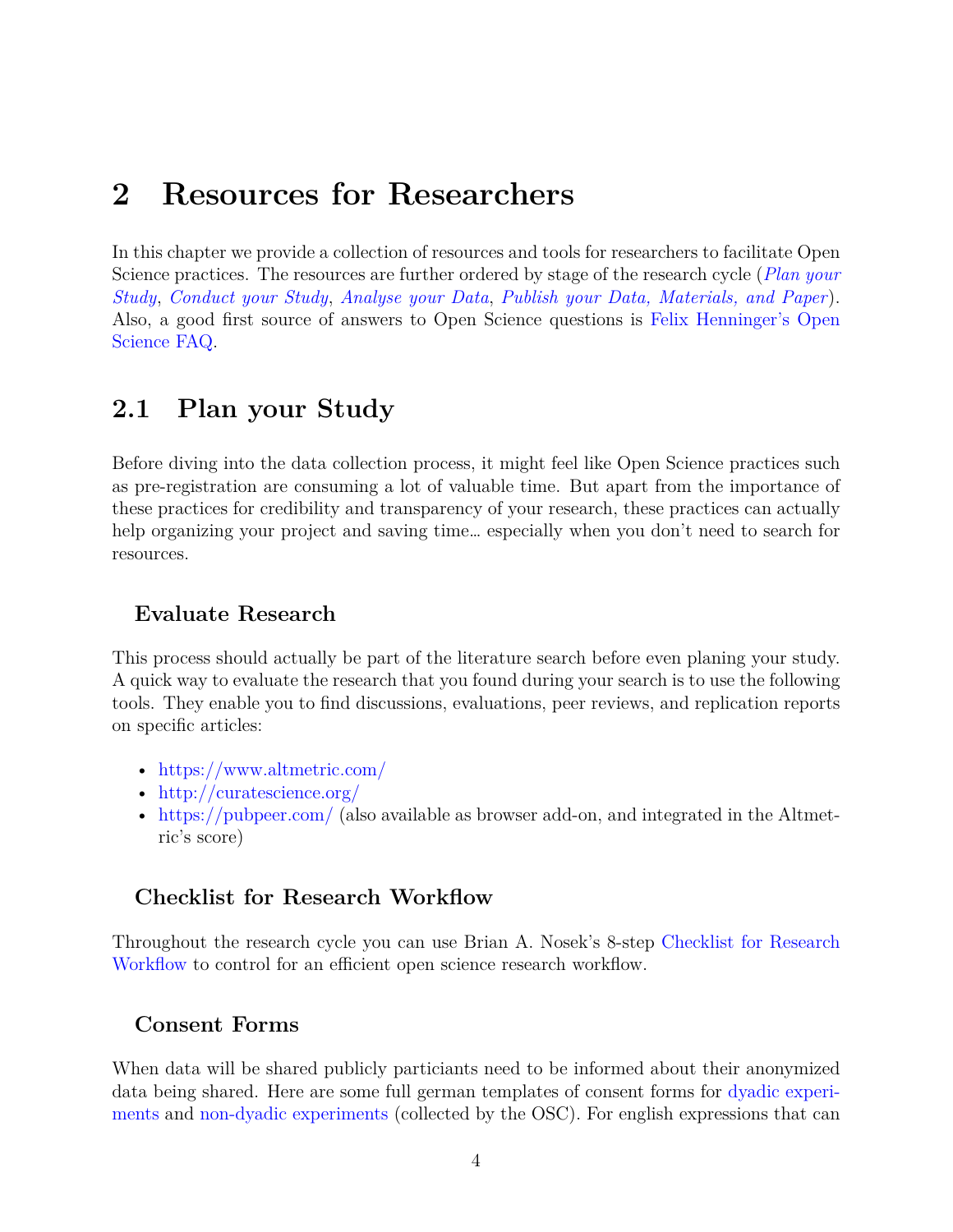# 2 Resources for Researchers

In this chapter we provide a collection of resources and tools for researchers to facilitate Open Science practices. The resources are further ordered by stage of the research cycle (*Plan your Study*, *Conduct your Study*, *Analyse your Data*, *Publish your Data, Materials, and Paper*). Also, a good first source of answers to Open Science questions is Felix Henninger's Open Science FAQ.

## 2.1 Plan your Study

Before diving into the data collection process, it might feel like Open Science practices such as pre-registration are consuming a lot of valuable time. But apart from the importance of these practices for credibility and transparency of your research, these practices can actually help organizing your project and saving time… especially when you don't need to search for resources.

### Evaluate Research

This process should actually be part of the literature search before even planing your study. A quick way to evaluate the research that you found during your search is to use the following tools. They enable you to find discussions, evaluations, peer reviews, and replication reports on specific articles:

- https://www.altmetric.com/
- http://curatescience.org/
- https://pubpeer.com/ (also available as browser add-on, and integrated in the Altmetric's score)

### Checklist for Research Workflow

Throughout the research cycle you can use Brian A. Nosek's 8-step Checklist for Research Workflow to control for an efficient open science research workflow.

### Consent Forms

When data will be shared publicly particiants need to be informed about their anonymized data being shared. Here are some full german templates of consent forms for dyadic experiments and non-dyadic experiments (collected by the OSC). For english expressions that can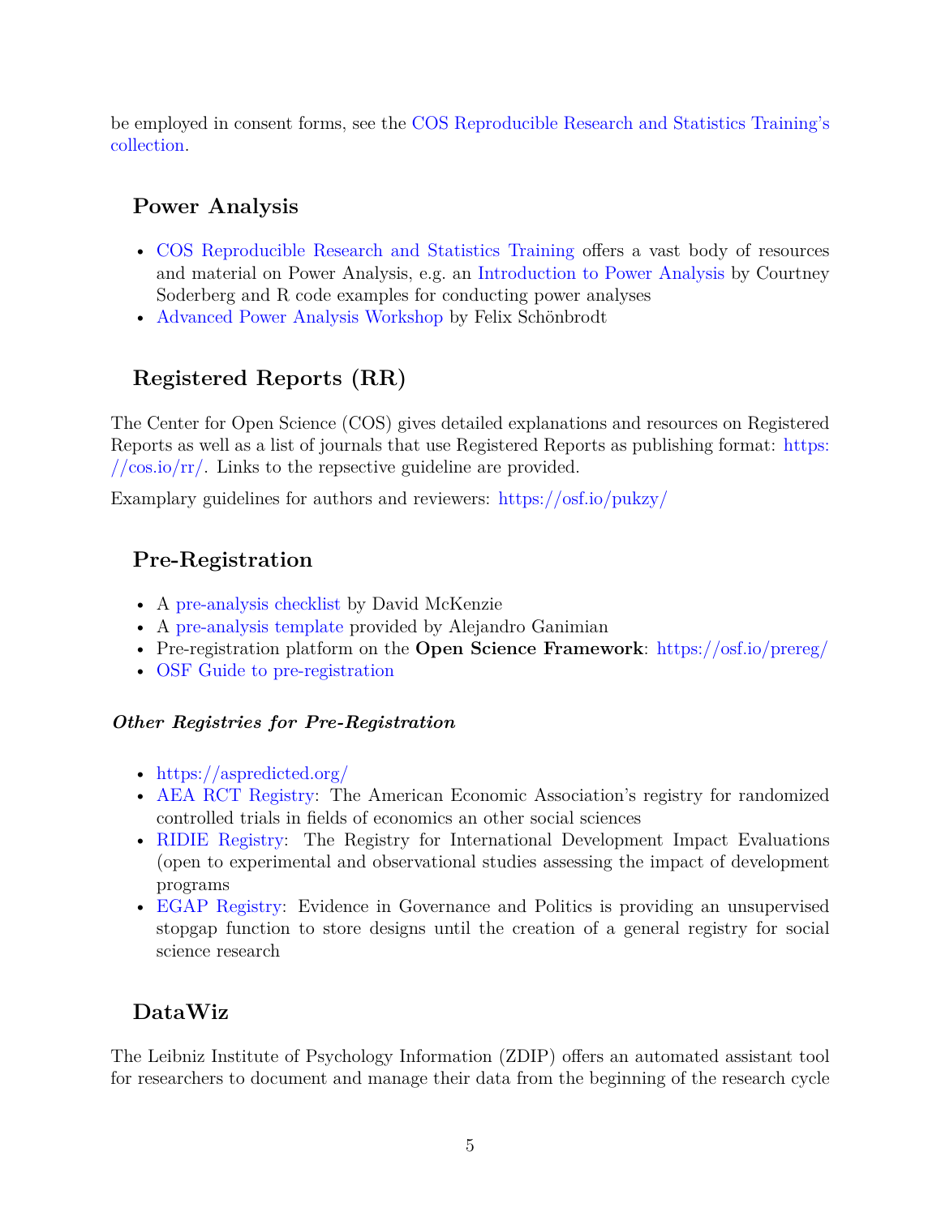be employed in consent forms, see the COS Reproducible Research and Statistics Training's collection.

## Power Analysis

- COS Reproducible Research and Statistics Training offers a vast body of resources and material on Power Analysis, e.g. an Introduction to Power Analysis by Courtney Soderberg and R code examples for conducting power analyses
- Advanced Power Analysis Workshop by Felix Schönbrodt

## Registered Reports (RR)

The Center for Open Science (COS) gives detailed explanations and resources on Registered Reports as well as a list of journals that use Registered Reports as publishing format: https://cos.io/rr/. Links to the repsective guideline are provided.

Examplary guidelines for authors and reviewers: https://osf.io/pukzy/

## Pre-Registration

- A pre-analysis checklist by David McKenzie
- A pre-analysis template provided by Alejandro Ganimian
- Pre-registration platform on the **Open Science Framework**: https://osf.io/prereg/
- OSF Guide to pre-registration

#### *Other Registries for Pre-Registration*

- https://aspredicted.org/
- AEA RCT Registry: The American Economic Association's registry for randomized controlled trials in fields of economics an other social sciences
- RIDIE Registry: The Registry for International Development Impact Evaluations (open to experimental and observational studies assessing the impact of development programs
- EGAP Registry: Evidence in Governance and Politics is providing an unsupervised stopgap function to store designs until the creation of a general registry for social science research

## DataWiz

The Leibniz Institute of Psychology Information (ZDIP) offers an automated assistant tool for researchers to document and manage their data from the beginning of the research cycle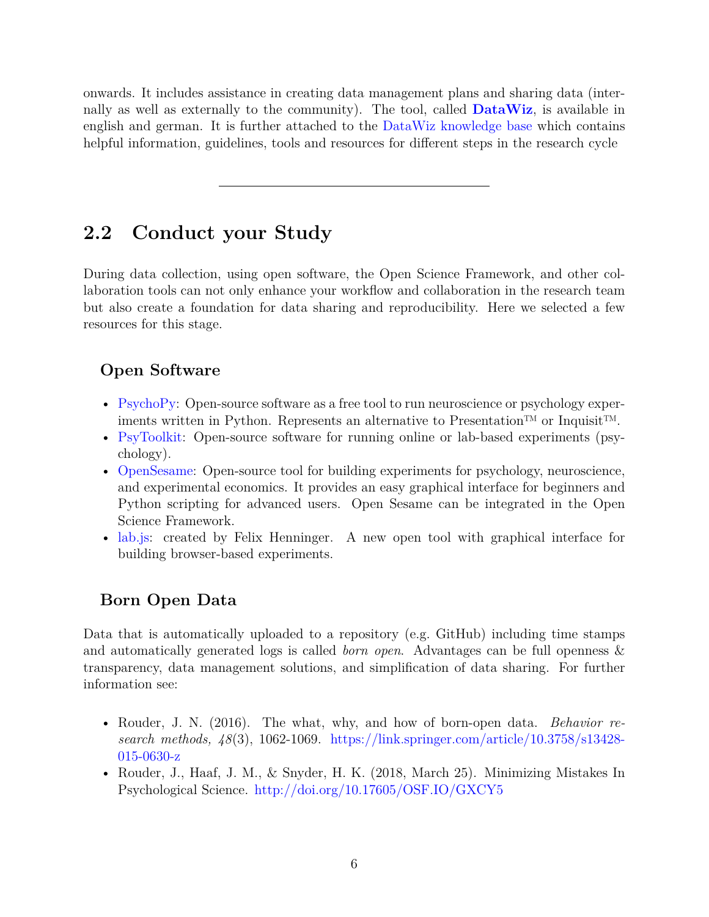onwards. It includes assistance in creating data management plans and sharing data (internally as well as externally to the community). The tool, called **DataWiz**, is available in english and german. It is further attached to the DataWiz knowledge base which contains helpful information, guidelines, tools and resources for different steps in the research cycle

---

## 2.2 Conduct your Study

During data collection, using open software, the Open Science Framework, and other collaboration tools can not only enhance your workflow and collaboration in the research team but also create a foundation for data sharing and reproducibility. Here we selected a few resources for this stage.

### Open Software

- PsychoPy: Open-source software as a free tool to run neuroscience or psychology experiments written in Python. Represents an alternative to Presentation™ or Inquisit™.
- PsyToolkit: Open-source software for running online or lab-based experiments (psychology).
- OpenSesame: Open-source tool for building experiments for psychology, neuroscience, and experimental economics. It provides an easy graphical interface for beginners and Python scripting for advanced users. Open Sesame can be integrated in the Open Science Framework.
- lab.js: created by Felix Henninger. A new open tool with graphical interface for building browser-based experiments.

### Born Open Data

Data that is automatically uploaded to a repository (e.g. GitHub) including time stamps and automatically generated logs is called *born open*. Advantages can be full openness & transparency, data management solutions, and simplification of data sharing. For further information see:

- Rouder, J. N. (2016). The what, why, and how of born-open data. *Behavior research methods, 48*(3), 1062-1069. https://link.springer.com/article/10.3758/s13428-015-0630-z
- Rouder, J., Haaf, J. M., & Snyder, H. K. (2018, March 25). Minimizing Mistakes In Psychological Science. http://doi.org/10.17605/OSF.IO/GXCY5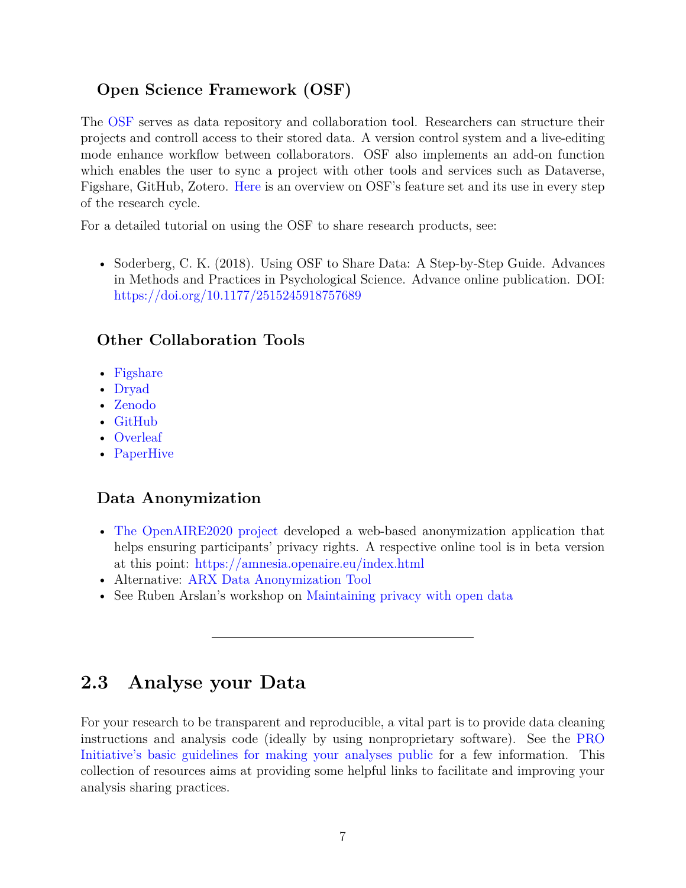### Open Science Framework (OSF)

The OSF serves as data repository and collaboration tool. Researchers can structure their projects and controll access to their stored data. A version control system and a live-editing mode enhance workflow between collaborators. OSF also implements an add-on function which enables the user to sync a project with other tools and services such as Dataverse, Figshare, GitHub, Zotero. Here is an overview on OSF's feature set and its use in every step of the research cycle.

For a detailed tutorial on using the OSF to share research products, see:

- Soderberg, C. K. (2018). Using OSF to Share Data: A Step-by-Step Guide. Advances in Methods and Practices in Psychological Science. Advance online publication. DOI: https://doi.org/10.1177/2515245918757689

### Other Collaboration Tools

- Figshare
- Dryad
- Zenodo
- GitHub
- Overleaf
- PaperHive

### Data Anonymization

- The OpenAIRE2020 project developed a web-based anonymization application that helps ensuring participants' privacy rights. A respective online tool is in beta version at this point: https://amnesia.openaire.eu/index.html
- Alternative: ARX Data Anonymization Tool
- See Ruben Arslan's workshop on Maintaining privacy with open data

---

## 2.3 Analyse your Data

For your research to be transparent and reproducible, a vital part is to provide data cleaning instructions and analysis code (ideally by using nonproprietary software). See the PRO Initiative's basic guidelines for making your analyses public for a few information. This collection of resources aims at providing some helpful links to facilitate and improving your analysis sharing practices.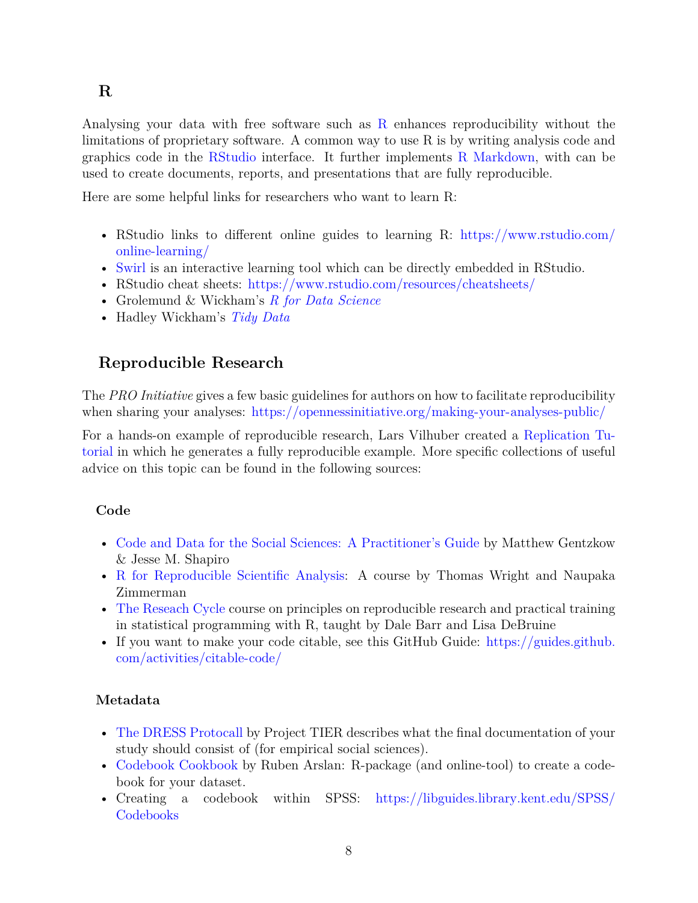### R

Analysing your data with free software such as R enhances reproducibility without the limitations of proprietary software. A common way to use R is by writing analysis code and graphics code in the RStudio interface. It further implements R Markdown, with can be used to create documents, reports, and presentations that are fully reproducible.

Here are some helpful links for researchers who want to learn R:

- RStudio links to different online guides to learning R: https://www.rstudio.com/online-learning/
- Swirl is an interactive learning tool which can be directly embedded in RStudio.
- RStudio cheat sheets: https://www.rstudio.com/resources/cheatsheets/
- Grolemund & Wickham's *R for Data Science*
- Hadley Wickham's *Tidy Data*

## Reproducible Research

The *PRO Initiative* gives a few basic guidelines for authors on how to facilitate reproducibility when sharing your analyses: https://opennessinitiative.org/making-your-analyses-public/

For a hands-on example of reproducible research, Lars Vilhuber created a Replication Tutorial in which he generates a fully reproducible example. More specific collections of useful advice on this topic can be found in the following sources:

### Code

- Code and Data for the Social Sciences: A Practitioner's Guide by Matthew Gentzkow & Jesse M. Shapiro
- R for Reproducible Scientific Analysis: A course by Thomas Wright and Naupaka Zimmerman
- The Reseach Cycle course on principles on reproducible research and practical training in statistical programming with R, taught by Dale Barr and Lisa DeBruine
- If you want to make your code citable, see this GitHub Guide: https://guides.github.com/activities/citable-code/

### Metadata

- The DRESS Protocall by Project TIER describes what the final documentation of your study should consist of (for empirical social sciences).
- Codebook Cookbook by Ruben Arslan: R-package (and online-tool) to create a codebook for your dataset.
- Creating a codebook within SPSS: https://libguides.library.kent.edu/SPSS/Codebooks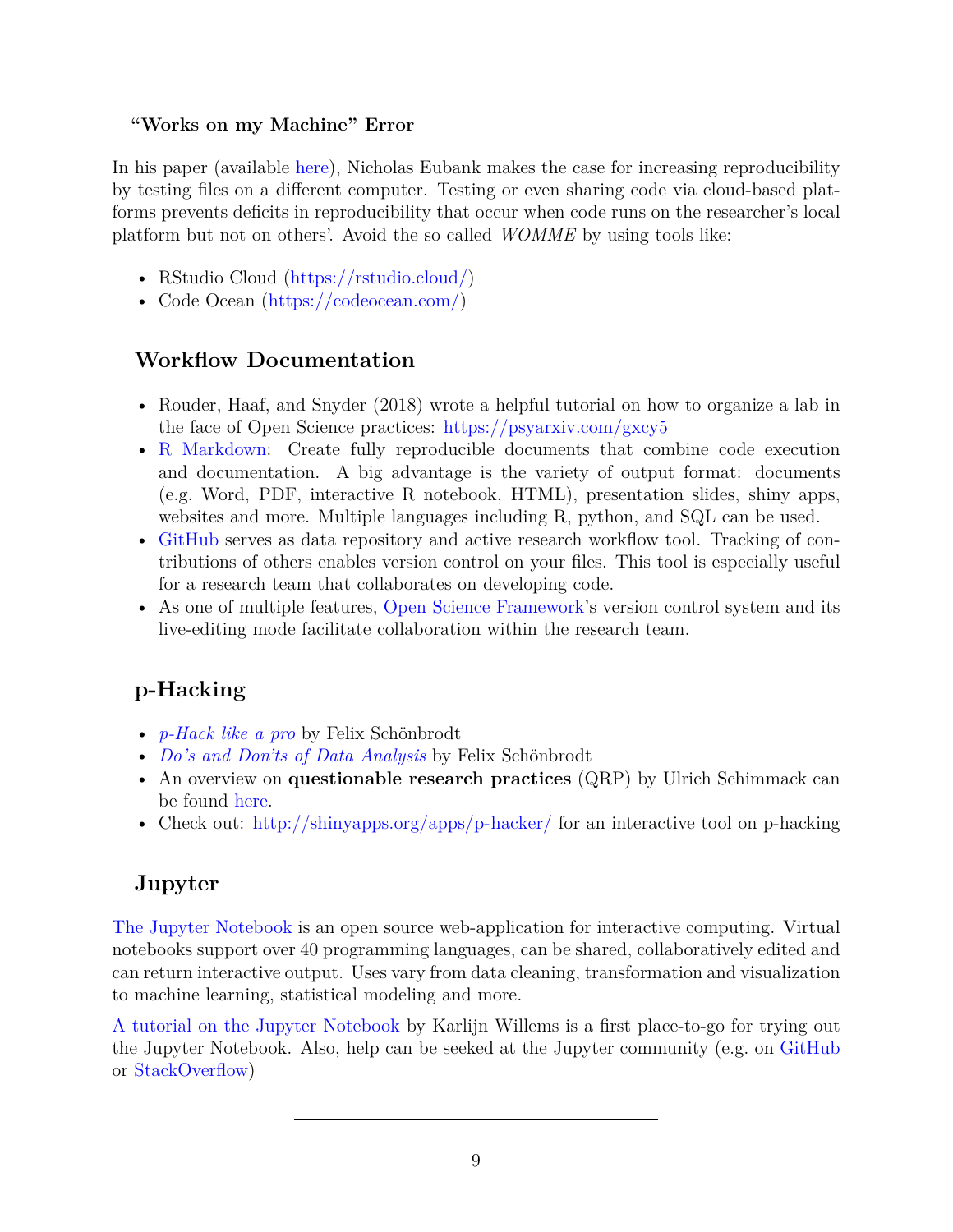### "Works on my Machine" Error

In his paper (available here), Nicholas Eubank makes the case for increasing reproducibility by testing files on a different computer. Testing or even sharing code via cloud-based platforms prevents deficits in reproducibility that occur when code runs on the researcher's local platform but not on others'. Avoid the so called *WOMME* by using tools like:

- RStudio Cloud (https://rstudio.cloud/)
- Code Ocean (https://codeocean.com/)

## Workflow Documentation

- Rouder, Haaf, and Snyder (2018) wrote a helpful tutorial on how to organize a lab in the face of Open Science practices: https://psyarxiv.com/gxcy5
- R Markdown: Create fully reproducible documents that combine code execution and documentation. A big advantage is the variety of output format: documents (e.g. Word, PDF, interactive R notebook, HTML), presentation slides, shiny apps, websites and more. Multiple languages including R, python, and SQL can be used.
- GitHub serves as data repository and active research workflow tool. Tracking of contributions of others enables version control on your files. This tool is especially useful for a research team that collaborates on developing code.
- As one of multiple features, Open Science Framework's version control system and its live-editing mode facilitate collaboration within the research team.

## p-Hacking

- *p-Hack like a pro* by Felix Schönbrodt
- *Do's and Don'ts of Data Analysis* by Felix Schönbrodt
- An overview on **questionable research practices** (QRP) by Ulrich Schimmack can be found here.
- Check out: http://shinyapps.org/apps/p-hacker/ for an interactive tool on p-hacking

## Jupyter

The Jupyter Notebook is an open source web-application for interactive computing. Virtual notebooks support over 40 programming languages, can be shared, collaboratively edited and can return interactive output. Uses vary from data cleaning, transformation and visualization to machine learning, statistical modeling and more.

A tutorial on the Jupyter Notebook by Karlijn Willems is a first place-to-go for trying out the Jupyter Notebook. Also, help can be seeked at the Jupyter community (e.g. on GitHub or StackOverflow)

---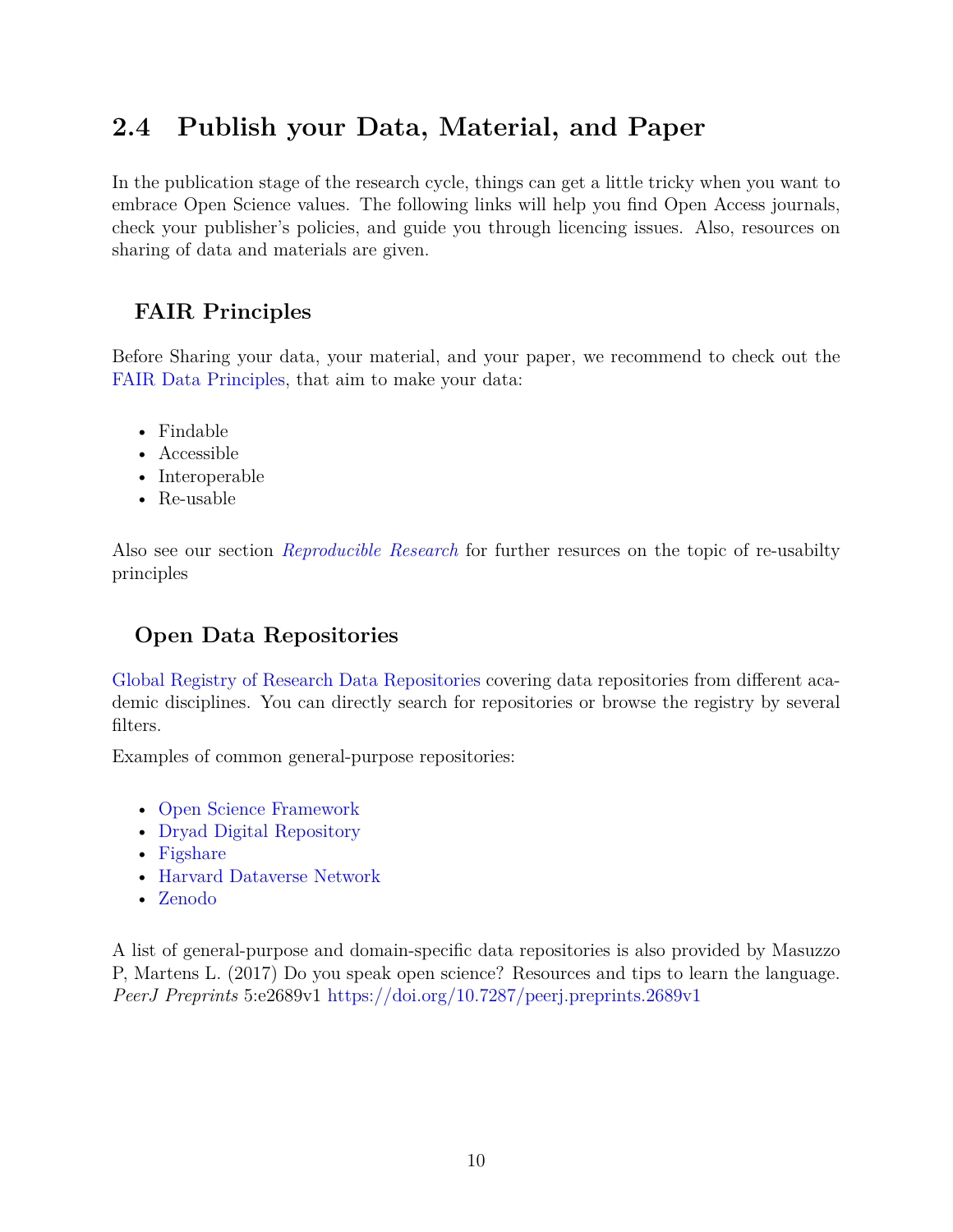## 2.4 Publish your Data, Material, and Paper

In the publication stage of the research cycle, things can get a little tricky when you want to embrace Open Science values. The following links will help you find Open Access journals, check your publisher's policies, and guide you through licencing issues. Also, resources on sharing of data and materials are given.

### FAIR Principles

Before Sharing your data, your material, and your paper, we recommend to check out the FAIR Data Principles, that aim to make your data:

- Findable
- Accessible
- Interoperable
- Re-usable

Also see our section *Reproducible Research* for further resurces on the topic of re-usabilty principles

### Open Data Repositories

Global Registry of Research Data Repositories covering data repositories from different academic disciplines. You can directly search for repositories or browse the registry by several filters.

Examples of common general-purpose repositories:

- Open Science Framework
- Dryad Digital Repository
- Figshare
- Harvard Dataverse Network
- Zenodo

A list of general-purpose and domain-specific data repositories is also provided by Masuzzo P, Martens L. (2017) Do you speak open science? Resources and tips to learn the language. *PeerJ Preprints* 5:e2689v1 https://doi.org/10.7287/peerj.preprints.2689v1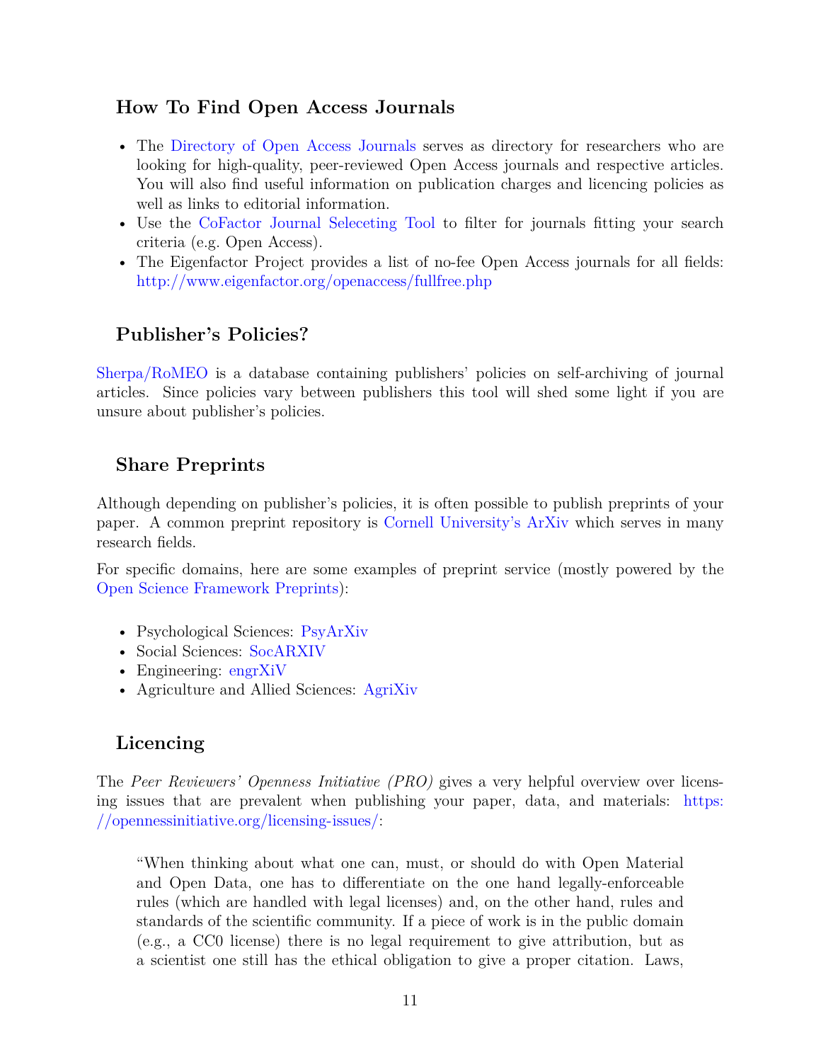## How To Find Open Access Journals

- The Directory of Open Access Journals serves as directory for researchers who are looking for high-quality, peer-reviewed Open Access journals and respective articles. You will also find useful information on publication charges and licencing policies as well as links to editorial information.
- Use the CoFactor Journal Seleceting Tool to filter for journals fitting your search criteria (e.g. Open Access).
- The Eigenfactor Project provides a list of no-fee Open Access journals for all fields: http://www.eigenfactor.org/openaccess/fullfree.php

## Publisher's Policies?

Sherpa/RoMEO is a database containing publishers' policies on self-archiving of journal articles. Since policies vary between publishers this tool will shed some light if you are unsure about publisher's policies.

## Share Preprints

Although depending on publisher's policies, it is often possible to publish preprints of your paper. A common preprint repository is Cornell University's ArXiv which serves in many research fields.

For specific domains, here are some examples of preprint service (mostly powered by the Open Science Framework Preprints):

- Psychological Sciences: PsyArXiv
- Social Sciences: SocARXIV
- Engineering: engrXiV
- Agriculture and Allied Sciences: AgriXiv

## Licencing

The *Peer Reviewers' Openness Initiative (PRO)* gives a very helpful overview over licensing issues that are prevalent when publishing your paper, data, and materials: https://opennessinitiative.org/licensing-issues/:

> "When thinking about what one can, must, or should do with Open Material and Open Data, one has to differentiate on the one hand legally-enforceable rules (which are handled with legal licenses) and, on the other hand, rules and standards of the scientific community. If a piece of work is in the public domain (e.g., a CC0 license) there is no legal requirement to give attribution, but as a scientist one still has the ethical obligation to give a proper citation. Laws,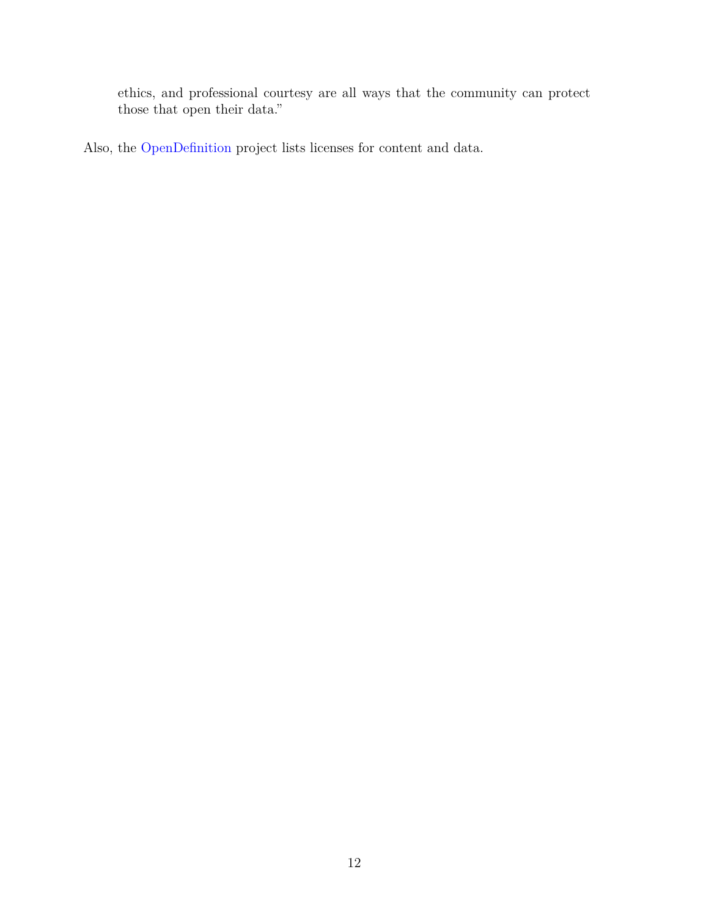> ethics, and professional courtesy are all ways that the community can protect those that open their data."

Also, the OpenDefinition project lists licenses for content and data.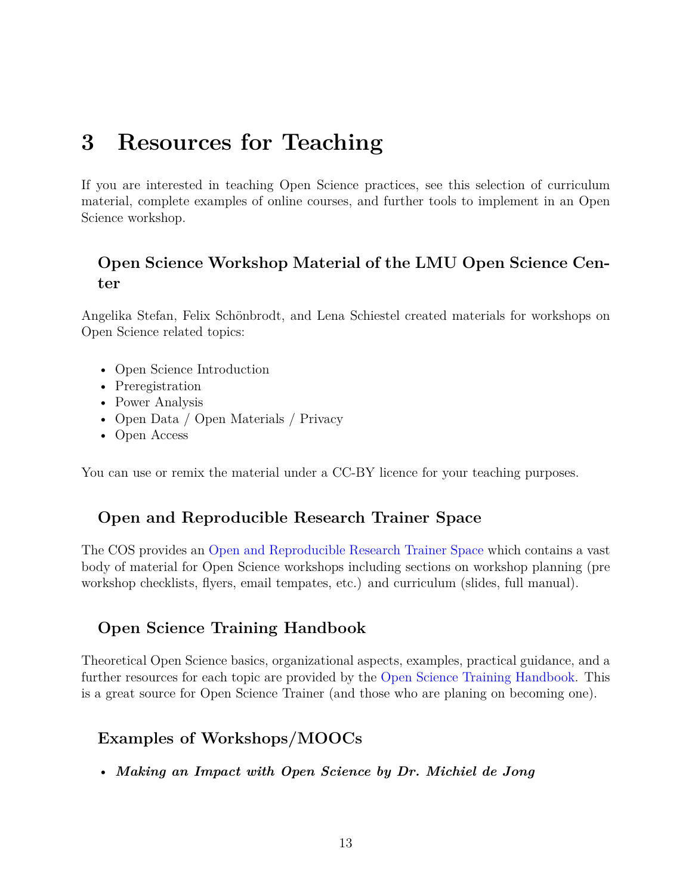# 3 Resources for Teaching

If you are interested in teaching Open Science practices, see this selection of curriculum material, complete examples of online courses, and further tools to implement in an Open Science workshop.

### Open Science Workshop Material of the LMU Open Science Center

Angelika Stefan, Felix Schönbrodt, and Lena Schiestel created materials for workshops on Open Science related topics:

- Open Science Introduction
- Preregistration
- Power Analysis
- Open Data / Open Materials / Privacy
- Open Access

You can use or remix the material under a CC-BY licence for your teaching purposes.

### Open and Reproducible Research Trainer Space

The COS provides an Open and Reproducible Research Trainer Space which contains a vast body of material for Open Science workshops including sections on workshop planning (pre workshop checklists, flyers, email tempates, etc.) and curriculum (slides, full manual).

### Open Science Training Handbook

Theoretical Open Science basics, organizational aspects, examples, practical guidance, and a further resources for each topic are provided by the Open Science Training Handbook. This is a great source for Open Science Trainer (and those who are planing on becoming one).

### Examples of Workshops/MOOCs

- ***Making an Impact with Open Science by Dr. Michiel de Jong***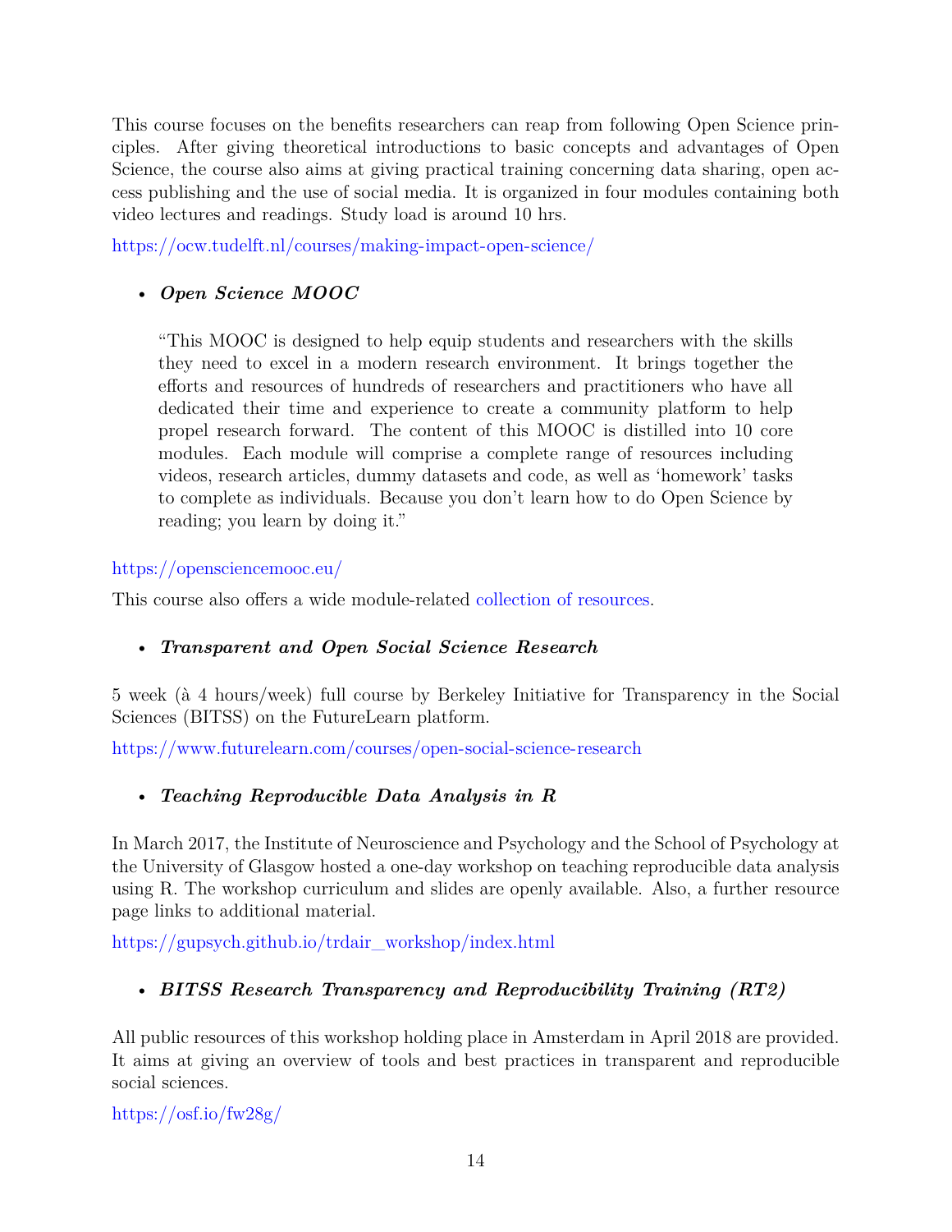This course focuses on the benefits researchers can reap from following Open Science principles. After giving theoretical introductions to basic concepts and advantages of Open Science, the course also aims at giving practical training concerning data sharing, open access publishing and the use of social media. It is organized in four modules containing both video lectures and readings. Study load is around 10 hrs.

https://ocw.tudelft.nl/courses/making-impact-open-science/

- ***Open Science MOOC***

> "This MOOC is designed to help equip students and researchers with the skills they need to excel in a modern research environment. It brings together the efforts and resources of hundreds of researchers and practitioners who have all dedicated their time and experience to create a community platform to help propel research forward. The content of this MOOC is distilled into 10 core modules. Each module will comprise a complete range of resources including videos, research articles, dummy datasets and code, as well as 'homework' tasks to complete as individuals. Because you don't learn how to do Open Science by reading; you learn by doing it."

https://opensciencemooc.eu/

This course also offers a wide module-related collection of resources.

- ***Transparent and Open Social Science Research***

5 week (à 4 hours/week) full course by Berkeley Initiative for Transparency in the Social Sciences (BITSS) on the FutureLearn platform.

https://www.futurelearn.com/courses/open-social-science-research

- ***Teaching Reproducible Data Analysis in R***

In March 2017, the Institute of Neuroscience and Psychology and the School of Psychology at the University of Glasgow hosted a one-day workshop on teaching reproducible data analysis using R. The workshop curriculum and slides are openly available. Also, a further resource page links to additional material.

https://gupsych.github.io/trdair_workshop/index.html

- ***BITSS Research Transparency and Reproducibility Training (RT2)***

All public resources of this workshop holding place in Amsterdam in April 2018 are provided. It aims at giving an overview of tools and best practices in transparent and reproducible social sciences.

https://osf.io/fw28g/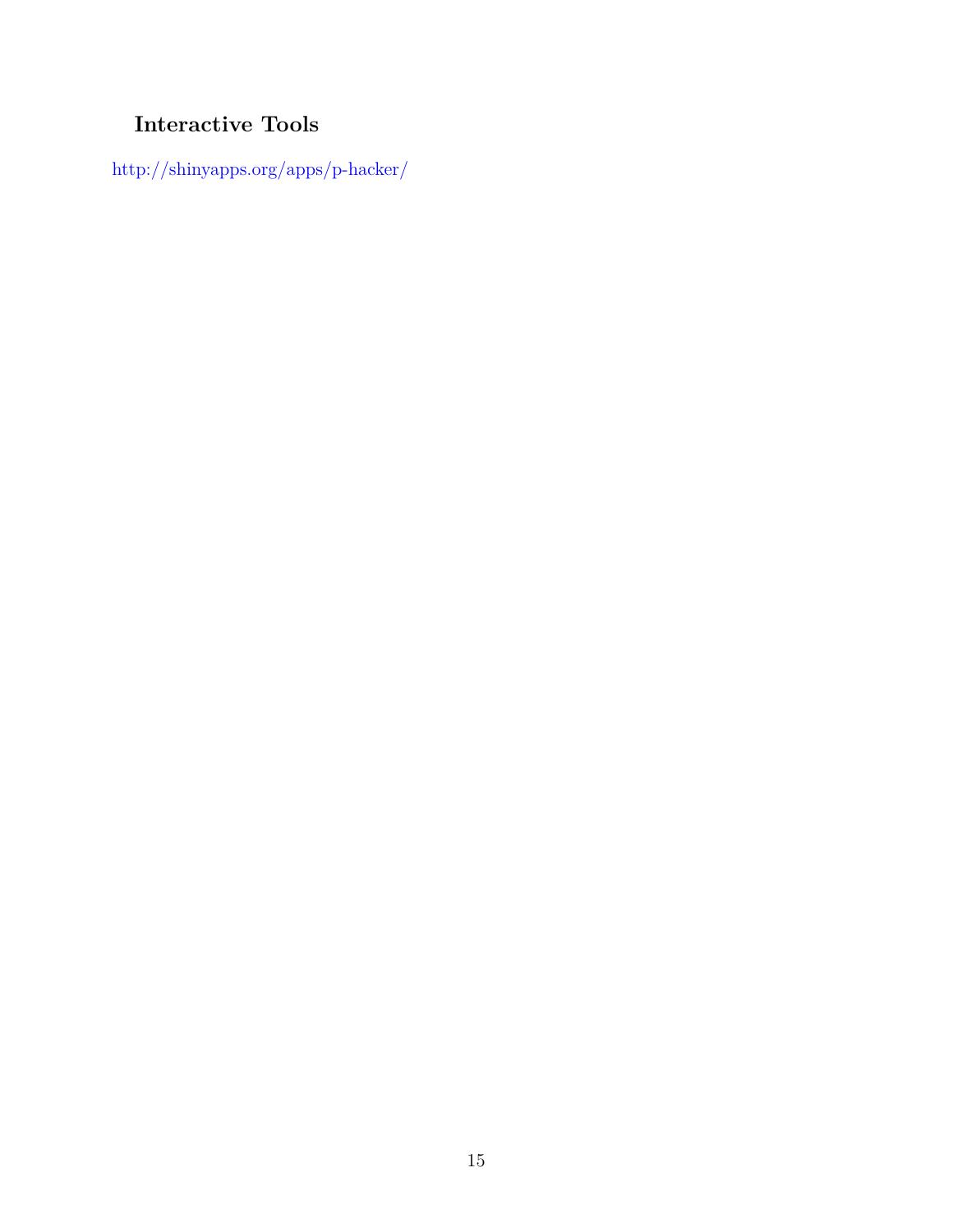### Interactive Tools

http://shinyapps.org/apps/p-hacker/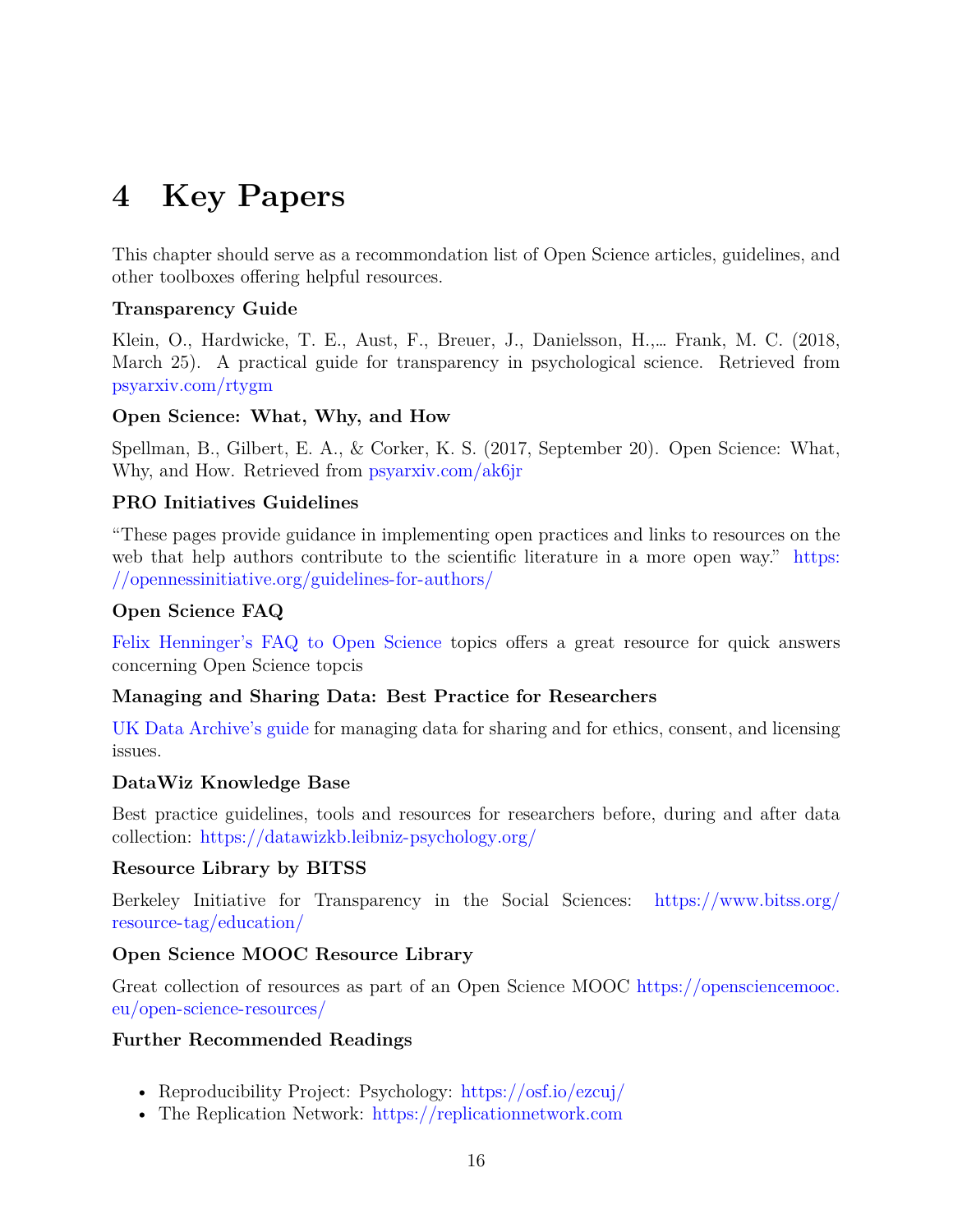# 4 Key Papers

This chapter should serve as a recommondation list of Open Science articles, guidelines, and other toolboxes offering helpful resources.

**Transparency Guide**

Klein, O., Hardwicke, T. E., Aust, F., Breuer, J., Danielsson, H.,… Frank, M. C. (2018, March 25). A practical guide for transparency in psychological science. Retrieved from psyarxiv.com/rtygm

**Open Science: What, Why, and How**

Spellman, B., Gilbert, E. A., & Corker, K. S. (2017, September 20). Open Science: What, Why, and How. Retrieved from psyarxiv.com/ak6jr

**PRO Initiatives Guidelines**

"These pages provide guidance in implementing open practices and links to resources on the web that help authors contribute to the scientific literature in a more open way." https://opennessinitiative.org/guidelines-for-authors/

**Open Science FAQ**

Felix Henninger's FAQ to Open Science topics offers a great resource for quick answers concerning Open Science topcis

**Managing and Sharing Data: Best Practice for Researchers**

UK Data Archive's guide for managing data for sharing and for ethics, consent, and licensing issues.

**DataWiz Knowledge Base**

Best practice guidelines, tools and resources for researchers before, during and after data collection: https://datawizkb.leibniz-psychology.org/

**Resource Library by BITSS**

Berkeley Initiative for Transparency in the Social Sciences: https://www.bitss.org/resource-tag/education/

**Open Science MOOC Resource Library**

Great collection of resources as part of an Open Science MOOC https://opensciencemooc.eu/open-science-resources/

**Further Recommended Readings**

- Reproducibility Project: Psychology: https://osf.io/ezcuj/
- The Replication Network: https://replicationnetwork.com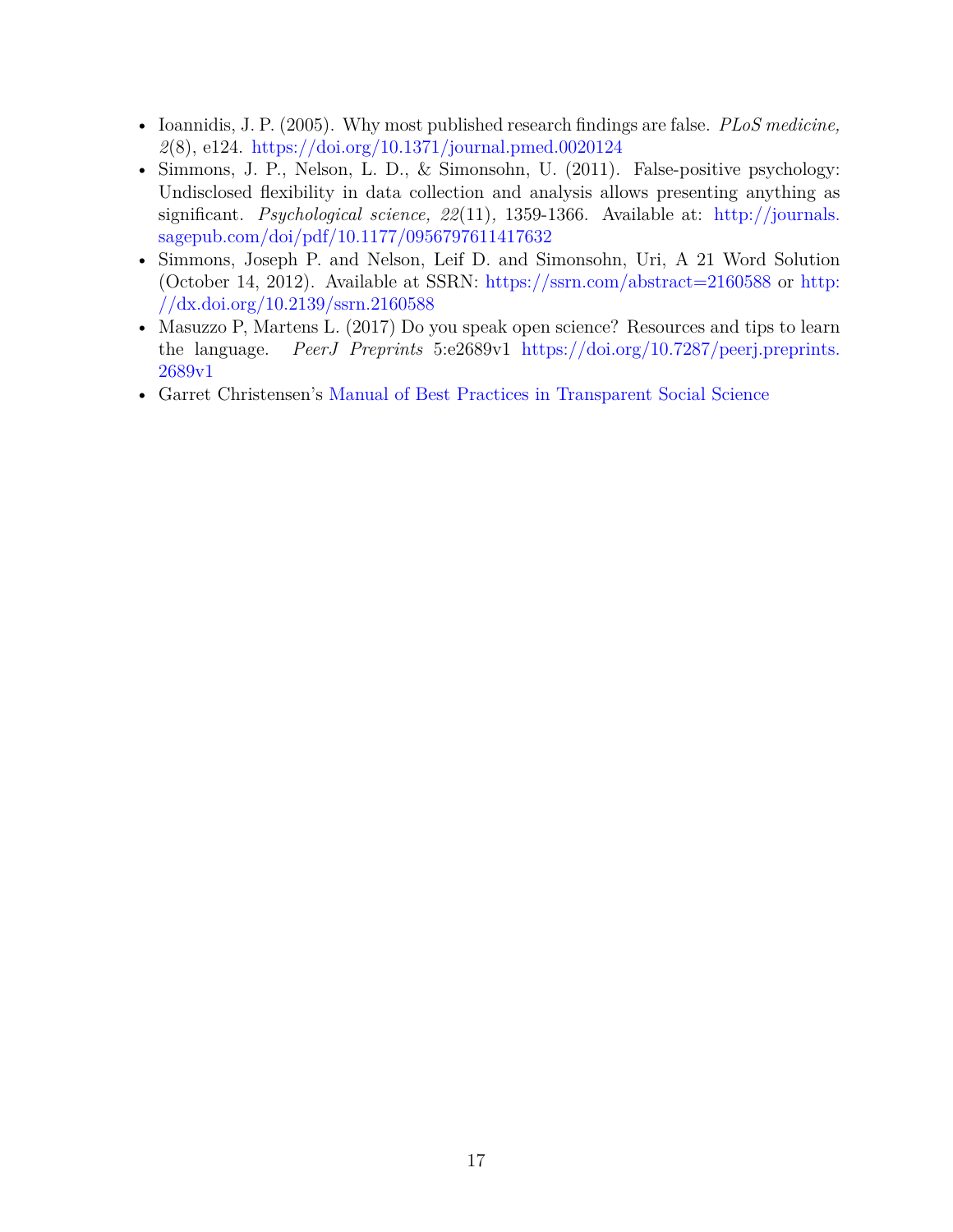- Ioannidis, J. P. (2005). Why most published research findings are false. *PLoS medicine, 2*(8), e124. https://doi.org/10.1371/journal.pmed.0020124
- Simmons, J. P., Nelson, L. D., & Simonsohn, U. (2011). False-positive psychology: Undisclosed flexibility in data collection and analysis allows presenting anything as significant. *Psychological science, 22*(11), 1359-1366. Available at: http://journals.sagepub.com/doi/pdf/10.1177/0956797611417632
- Simmons, Joseph P. and Nelson, Leif D. and Simonsohn, Uri, A 21 Word Solution (October 14, 2012). Available at SSRN: https://ssrn.com/abstract=2160588 or http://dx.doi.org/10.2139/ssrn.2160588
- Masuzzo P, Martens L. (2017) Do you speak open science? Resources and tips to learn the language. *PeerJ Preprints* 5:e2689v1 https://doi.org/10.7287/peerj.preprints.2689v1
- Garret Christensen's Manual of Best Practices in Transparent Social Science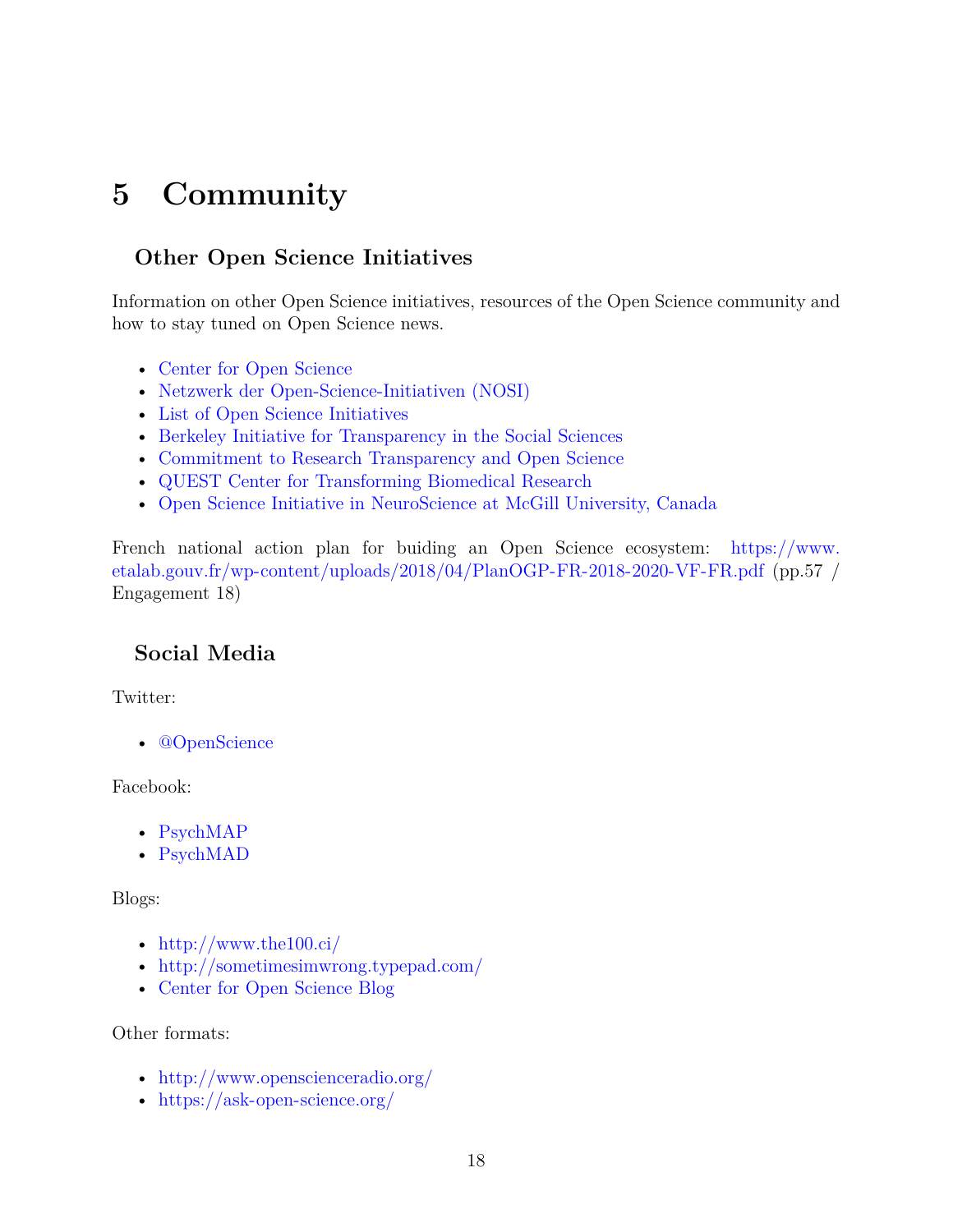# 5 Community

## Other Open Science Initiatives

Information on other Open Science initiatives, resources of the Open Science community and how to stay tuned on Open Science news.

- Center for Open Science
- Netzwerk der Open-Science-Initiativen (NOSI)
- List of Open Science Initiatives
- Berkeley Initiative for Transparency in the Social Sciences
- Commitment to Research Transparency and Open Science
- QUEST Center for Transforming Biomedical Research
- Open Science Initiative in NeuroScience at McGill University, Canada

French national action plan for buiding an Open Science ecosystem: https://www.etalab.gouv.fr/wp-content/uploads/2018/04/PlanOGP-FR-2018-2020-VF-FR.pdf (pp.57 / Engagement 18)

## Social Media

Twitter:

- @OpenScience

Facebook:

- PsychMAP
- PsychMAD

Blogs:

- http://www.the100.ci/
- http://sometimesimwrong.typepad.com/
- Center for Open Science Blog

Other formats:

- http://www.opensicenceradio.org/
- https://ask-open-science.org/